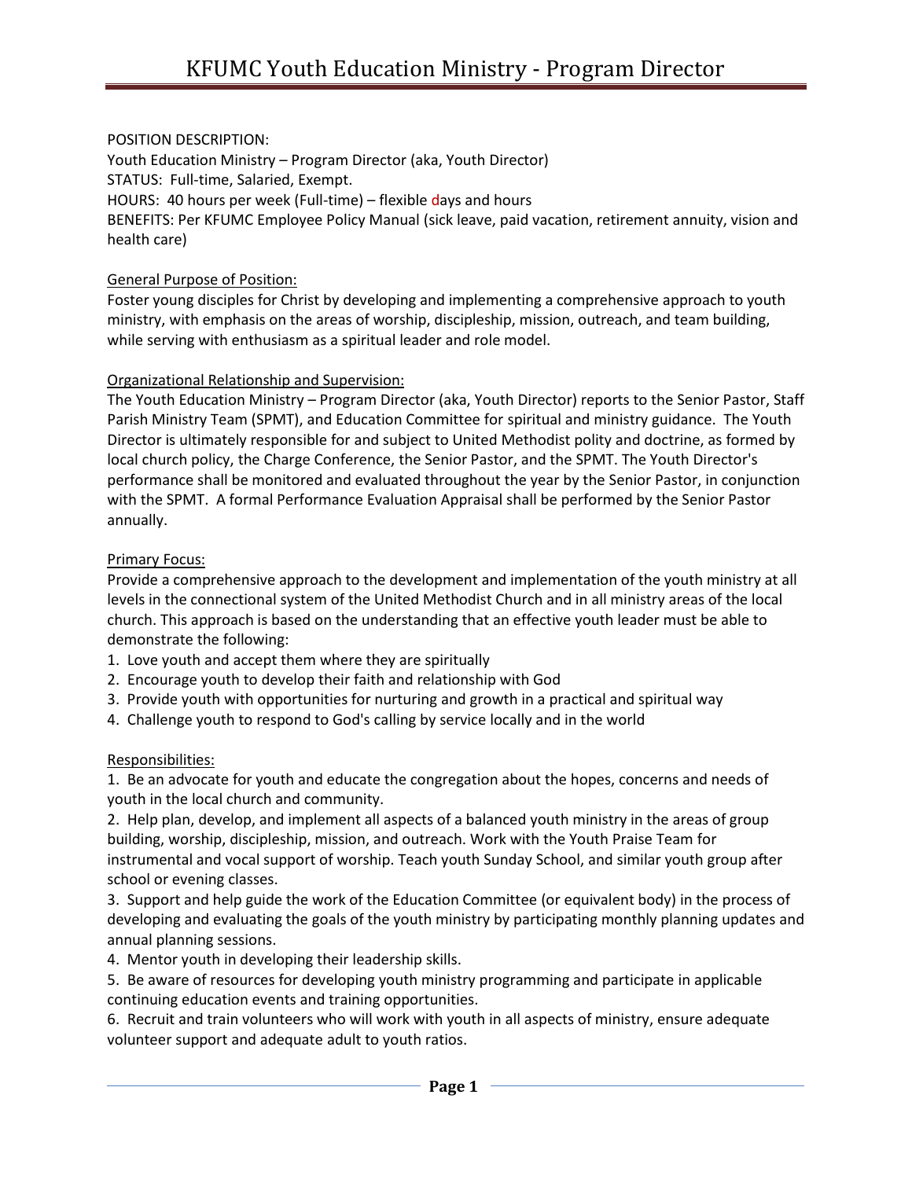# KFUMC Youth Education Ministry - Program Director

POSITION DESCRIPTION:
Youth Education Ministry – Program Director (aka, Youth Director)
STATUS: Full-time, Salaried, Exempt.
HOURS: 40 hours per week (Full-time) – flexible days and hours
BENEFITS: Per KFUMC Employee Policy Manual (sick leave, paid vacation, retirement annuity, vision and health care)

General Purpose of Position:
Foster young disciples for Christ by developing and implementing a comprehensive approach to youth ministry, with emphasis on the areas of worship, discipleship, mission, outreach, and team building, while serving with enthusiasm as a spiritual leader and role model.

Organizational Relationship and Supervision:
The Youth Education Ministry – Program Director (aka, Youth Director) reports to the Senior Pastor, Staff Parish Ministry Team (SPMT), and Education Committee for spiritual and ministry guidance. The Youth Director is ultimately responsible for and subject to United Methodist polity and doctrine, as formed by local church policy, the Charge Conference, the Senior Pastor, and the SPMT. The Youth Director's performance shall be monitored and evaluated throughout the year by the Senior Pastor, in conjunction with the SPMT. A formal Performance Evaluation Appraisal shall be performed by the Senior Pastor annually.

Primary Focus:
Provide a comprehensive approach to the development and implementation of the youth ministry at all levels in the connectional system of the United Methodist Church and in all ministry areas of the local church. This approach is based on the understanding that an effective youth leader must be able to demonstrate the following:

1. Love youth and accept them where they are spiritually
2. Encourage youth to develop their faith and relationship with God
3. Provide youth with opportunities for nurturing and growth in a practical and spiritual way
4. Challenge youth to respond to God's calling by service locally and in the world

Responsibilities:

1. Be an advocate for youth and educate the congregation about the hopes, concerns and needs of youth in the local church and community.
2. Help plan, develop, and implement all aspects of a balanced youth ministry in the areas of group building, worship, discipleship, mission, and outreach. Work with the Youth Praise Team for instrumental and vocal support of worship. Teach youth Sunday School, and similar youth group after school or evening classes.
3. Support and help guide the work of the Education Committee (or equivalent body) in the process of developing and evaluating the goals of the youth ministry by participating monthly planning updates and annual planning sessions.
4. Mentor youth in developing their leadership skills.
5. Be aware of resources for developing youth ministry programming and participate in applicable continuing education events and training opportunities.
6. Recruit and train volunteers who will work with youth in all aspects of ministry, ensure adequate volunteer support and adequate adult to youth ratios.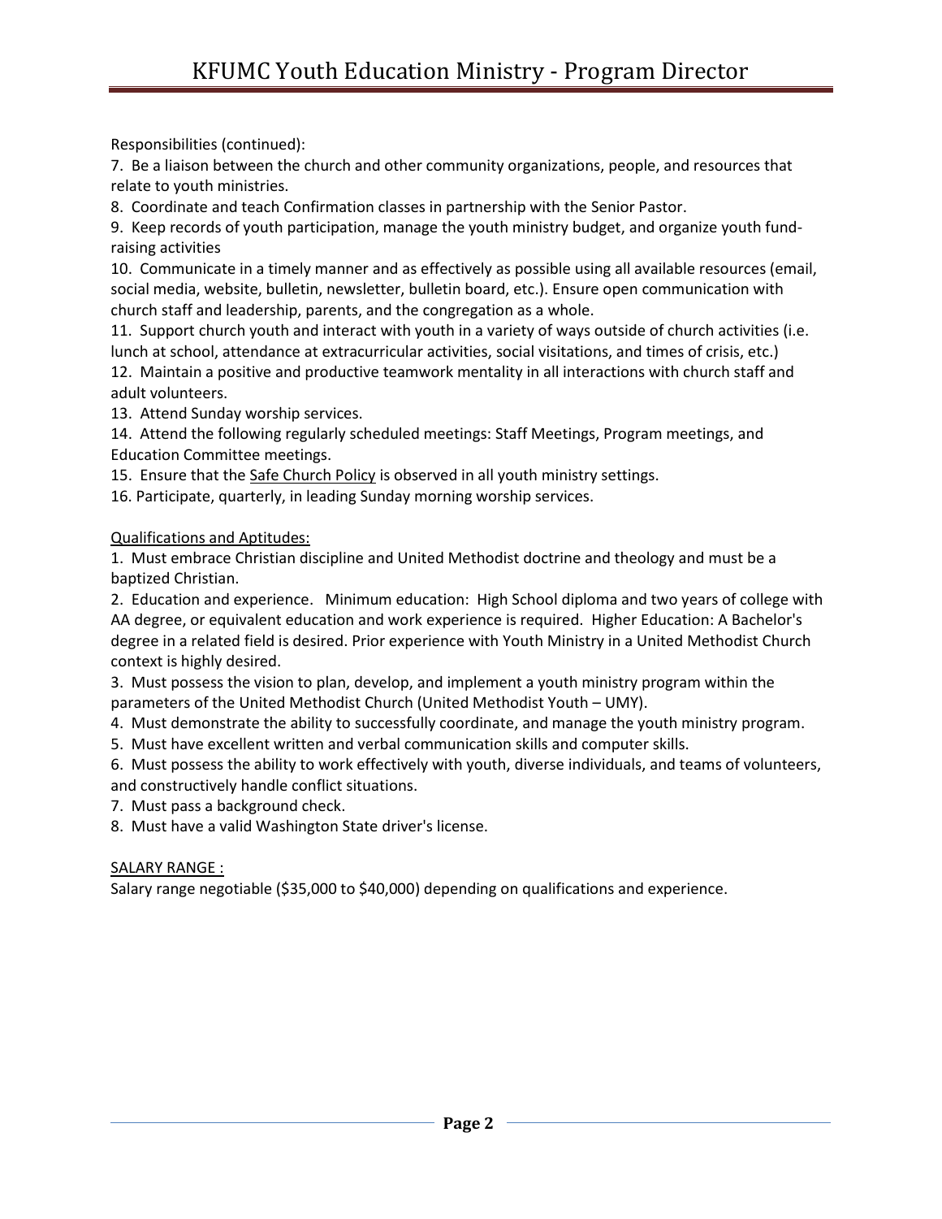Responsibilities (continued):

7. Be a liaison between the church and other community organizations, people, and resources that relate to youth ministries.
8. Coordinate and teach Confirmation classes in partnership with the Senior Pastor.
9. Keep records of youth participation, manage the youth ministry budget, and organize youth fund-raising activities
10. Communicate in a timely manner and as effectively as possible using all available resources (email, social media, website, bulletin, newsletter, bulletin board, etc.). Ensure open communication with church staff and leadership, parents, and the congregation as a whole.
11. Support church youth and interact with youth in a variety of ways outside of church activities (i.e. lunch at school, attendance at extracurricular activities, social visitations, and times of crisis, etc.)
12. Maintain a positive and productive teamwork mentality in all interactions with church staff and adult volunteers.
13. Attend Sunday worship services.
14. Attend the following regularly scheduled meetings: Staff Meetings, Program meetings, and Education Committee meetings.
15. Ensure that the Safe Church Policy is observed in all youth ministry settings.
16. Participate, quarterly, in leading Sunday morning worship services.

Qualifications and Aptitudes:

1. Must embrace Christian discipline and United Methodist doctrine and theology and must be a baptized Christian.
2. Education and experience. Minimum education: High School diploma and two years of college with AA degree, or equivalent education and work experience is required. Higher Education: A Bachelor's degree in a related field is desired. Prior experience with Youth Ministry in a United Methodist Church context is highly desired.
3. Must possess the vision to plan, develop, and implement a youth ministry program within the parameters of the United Methodist Church (United Methodist Youth – UMY).
4. Must demonstrate the ability to successfully coordinate, and manage the youth ministry program.
5. Must have excellent written and verbal communication skills and computer skills.
6. Must possess the ability to work effectively with youth, diverse individuals, and teams of volunteers, and constructively handle conflict situations.
7. Must pass a background check.
8. Must have a valid Washington State driver's license.

SALARY RANGE :

Salary range negotiable ($35,000 to $40,000) depending on qualifications and experience.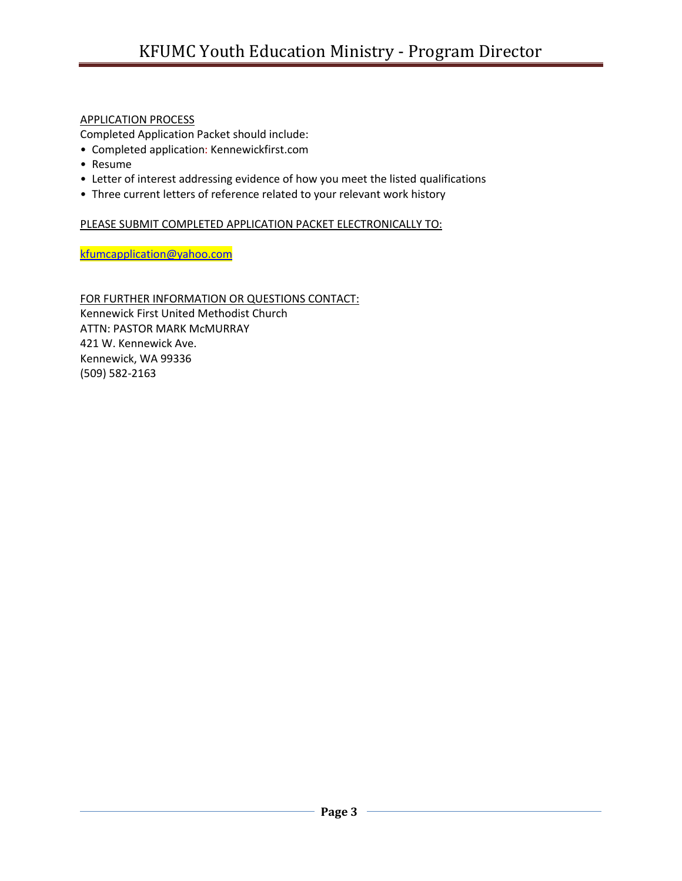APPLICATION PROCESS

Completed Application Packet should include:

- Completed application: Kennewickfirst.com
- Resume
- Letter of interest addressing evidence of how you meet the listed qualifications
- Three current letters of reference related to your relevant work history

PLEASE SUBMIT COMPLETED APPLICATION PACKET ELECTRONICALLY TO:

kfumcapplication@yahoo.com

FOR FURTHER INFORMATION OR QUESTIONS CONTACT:

Kennewick First United Methodist Church
ATTN: PASTOR MARK McMURRAY
421 W. Kennewick Ave.
Kennewick, WA 99336
(509) 582-2163